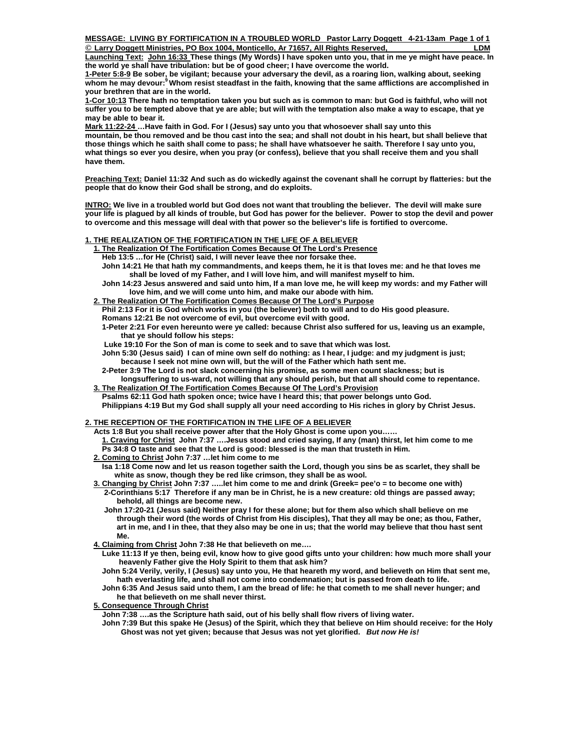**MESSAGE: LIVING BY FORTIFICATION IN A TROUBLED WORLD Pastor Larry Doggett 4-21-13am Page 1 of 1**
**© Larry Doggett Ministries, PO Box 1004, Monticello, Ar 71657, All Rights Reserved, LDM**

**Launching Text: John 16:33 These things (My Words) I have spoken unto you, that in me ye might have peace. In the world ye shall have tribulation: but be of good cheer; I have overcome the world.**

**1-Peter 5:8-9 Be sober, be vigilant; because your adversary the devil, as a roaring lion, walking about, seeking whom he may devour:[9] Whom resist steadfast in the faith, knowing that the same afflictions are accomplished in your brethren that are in the world.**

**1-Cor 10:13 There hath no temptation taken you but such as is common to man: but God is faithful, who will not suffer you to be tempted above that ye are able; but will with the temptation also make a way to escape, that ye may be able to bear it.**

**Mark 11:22-24 …Have faith in God. For I (Jesus) say unto you that whosoever shall say unto this mountain, be thou removed and be thou cast into the sea; and shall not doubt in his heart, but shall believe that those things which he saith shall come to pass; he shall have whatsoever he saith. Therefore I say unto you, what things so ever you desire, when you pray (or confess), believe that you shall receive them and you shall have them.**

**Preaching Text: Daniel 11:32 And such as do wickedly against the covenant shall he corrupt by flatteries: but the people that do know their God shall be strong, and do exploits.**

**INTRO: We live in a troubled world but God does not want that troubling the believer. The devil will make sure your life is plagued by all kinds of trouble, but God has power for the believer. Power to stop the devil and power to overcome and this message will deal with that power so the believer's life is fortified to overcome.**

**1. THE REALIZATION OF THE FORTIFICATION IN THE LIFE OF A BELIEVER**

**1. The Realization Of The Fortification Comes Because Of The Lord's Presence**
**Heb 13:5 …for He (Christ) said, I will never leave thee nor forsake thee.**
**John 14:21 He that hath my commandments, and keeps them, he it is that loves me: and he that loves me shall be loved of my Father, and I will love him, and will manifest myself to him.**
**John 14:23 Jesus answered and said unto him, If a man love me, he will keep my words: and my Father will love him, and we will come unto him, and make our abode with him.**

**2. The Realization Of The Fortification Comes Because Of The Lord's Purpose**
**Phil 2:13 For it is God which works in you (the believer) both to will and to do His good pleasure.**
**Romans 12:21 Be not overcome of evil, but overcome evil with good.**
**1-Peter 2:21 For even hereunto were ye called: because Christ also suffered for us, leaving us an example, that ye should follow his steps:**
**Luke 19:10 For the Son of man is come to seek and to save that which was lost.**
**John 5:30 (Jesus said) I can of mine own self do nothing: as I hear, I judge: and my judgment is just; because I seek not mine own will, but the will of the Father which hath sent me.**
**2-Peter 3:9 The Lord is not slack concerning his promise, as some men count slackness; but is longsuffering to us-ward, not willing that any should perish, but that all should come to repentance.**

**3. The Realization Of The Fortification Comes Because Of The Lord's Provision**
**Psalms 62:11 God hath spoken once; twice have I heard this; that power belongs unto God.**
**Philippians 4:19 But my God shall supply all your need according to His riches in glory by Christ Jesus.**

**2. THE RECEPTION OF THE FORTIFICATION IN THE LIFE OF A BELIEVER**

**Acts 1:8 But you shall receive power after that the Holy Ghost is come upon you……**

**1. Craving for Christ John 7:37 ….Jesus stood and cried saying, If any (man) thirst, let him come to me**
**Ps 34:8 O taste and see that the Lord is good: blessed is the man that trusteth in Him.**

**2. Coming to Christ John 7:37 …let him come to me**
**Isa 1:18 Come now and let us reason together saith the Lord, though you sins be as scarlet, they shall be white as snow, though they be red like crimson, they shall be as wool.**

**3. Changing by Christ John 7:37 …..let him come to me and drink (Greek= pee'o = to become one with)**
**2-Corinthians 5:17 Therefore if any man be in Christ, he is a new creature: old things are passed away; behold, all things are become new.**
**John 17:20-21 (Jesus said) Neither pray I for these alone; but for them also which shall believe on me through their word (the words of Christ from His disciples), That they all may be one; as thou, Father, art in me, and I in thee, that they also may be one in us; that the world may believe that thou hast sent Me.**

**4. Claiming from Christ John 7:38 He that believeth on me….**
**Luke 11:13 If ye then, being evil, know how to give good gifts unto your children: how much more shall your heavenly Father give the Holy Spirit to them that ask him?**
**John 5:24 Verily, verily, I (Jesus) say unto you, He that heareth my word, and believeth on Him that sent me, hath everlasting life, and shall not come into condemnation; but is passed from death to life.**
**John 6:35 And Jesus said unto them, I am the bread of life: he that cometh to me shall never hunger; and he that believeth on me shall never thirst.**

**5. Consequence Through Christ**
**John 7:38 ….as the Scripture hath said, out of his belly shall flow rivers of living water.**
**John 7:39 But this spake He (Jesus) of the Spirit, which they that believe on Him should receive: for the Holy Ghost was not yet given; because that Jesus was not yet glorified. *But now He is!***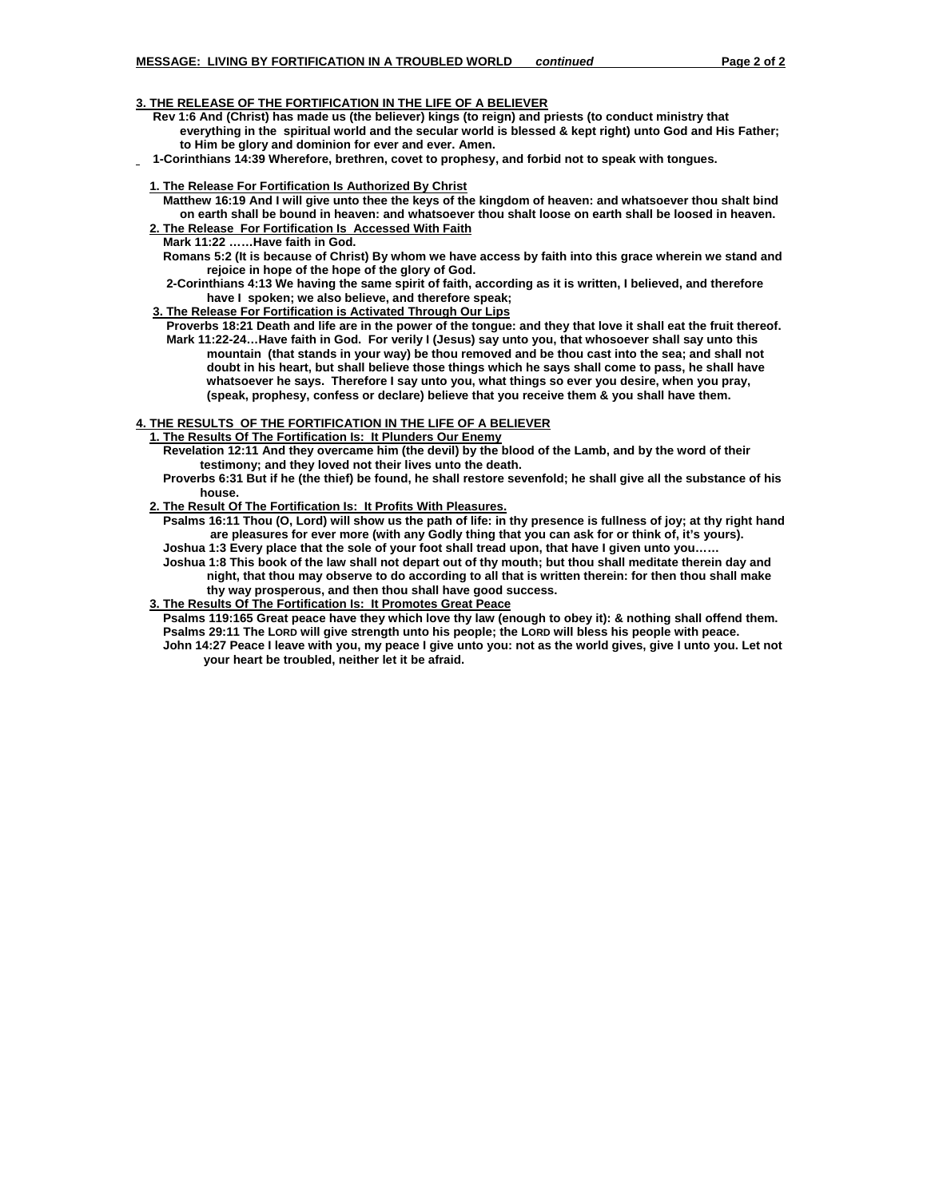## 3. THE RELEASE OF THE FORTIFICATION IN THE LIFE OF A BELIEVER

**Rev 1:6 And (Christ) has made us (the believer) kings (to reign) and priests (to conduct ministry that everything in the spiritual world and the secular world is blessed & kept right) unto God and His Father; to Him be glory and dominion for ever and ever. Amen.**

**1-Corinthians 14:39 Wherefore, brethren, covet to prophesy, and forbid not to speak with tongues.**

### 1. The Release For Fortification Is Authorized By Christ

**Matthew 16:19 And I will give unto thee the keys of the kingdom of heaven: and whatsoever thou shalt bind on earth shall be bound in heaven: and whatsoever thou shalt loose on earth shall be loosed in heaven.**

### 2. The Release For Fortification Is Accessed With Faith

**Mark 11:22 ……Have faith in God.**

**Romans 5:2 (It is because of Christ) By whom we have access by faith into this grace wherein we stand and rejoice in hope of the hope of the glory of God.**

**2-Corinthians 4:13 We having the same spirit of faith, according as it is written, I believed, and therefore have I spoken; we also believe, and therefore speak;**

### 3. The Release For Fortification is Activated Through Our Lips

**Proverbs 18:21 Death and life are in the power of the tongue: and they that love it shall eat the fruit thereof.**

**Mark 11:22-24…Have faith in God. For verily I (Jesus) say unto you, that whosoever shall say unto this mountain (that stands in your way) be thou removed and be thou cast into the sea; and shall not doubt in his heart, but shall believe those things which he says shall come to pass, he shall have whatsoever he says. Therefore I say unto you, what things so ever you desire, when you pray, (speak, prophesy, confess or declare) believe that you receive them & you shall have them.**

## 4. THE RESULTS OF THE FORTIFICATION IN THE LIFE OF A BELIEVER

### 1. The Results Of The Fortification Is: It Plunders Our Enemy

**Revelation 12:11 And they overcame him (the devil) by the blood of the Lamb, and by the word of their testimony; and they loved not their lives unto the death.**

**Proverbs 6:31 But if he (the thief) be found, he shall restore sevenfold; he shall give all the substance of his house.**

### 2. The Result Of The Fortification Is: It Profits With Pleasures.

**Psalms 16:11 Thou (O, Lord) will show us the path of life: in thy presence is fullness of joy; at thy right hand are pleasures for ever more (with any Godly thing that you can ask for or think of, it's yours).**

**Joshua 1:3 Every place that the sole of your foot shall tread upon, that have I given unto you……**

**Joshua 1:8 This book of the law shall not depart out of thy mouth; but thou shall meditate therein day and night, that thou may observe to do according to all that is written therein: for then thou shall make thy way prosperous, and then thou shall have good success.**

### 3. The Results Of The Fortification Is: It Promotes Great Peace

**Psalms 119:165 Great peace have they which love thy law (enough to obey it): & nothing shall offend them.**

**Psalms 29:11 The LORD will give strength unto his people; the LORD will bless his people with peace.**

**John 14:27 Peace I leave with you, my peace I give unto you: not as the world gives, give I unto you. Let not your heart be troubled, neither let it be afraid.**